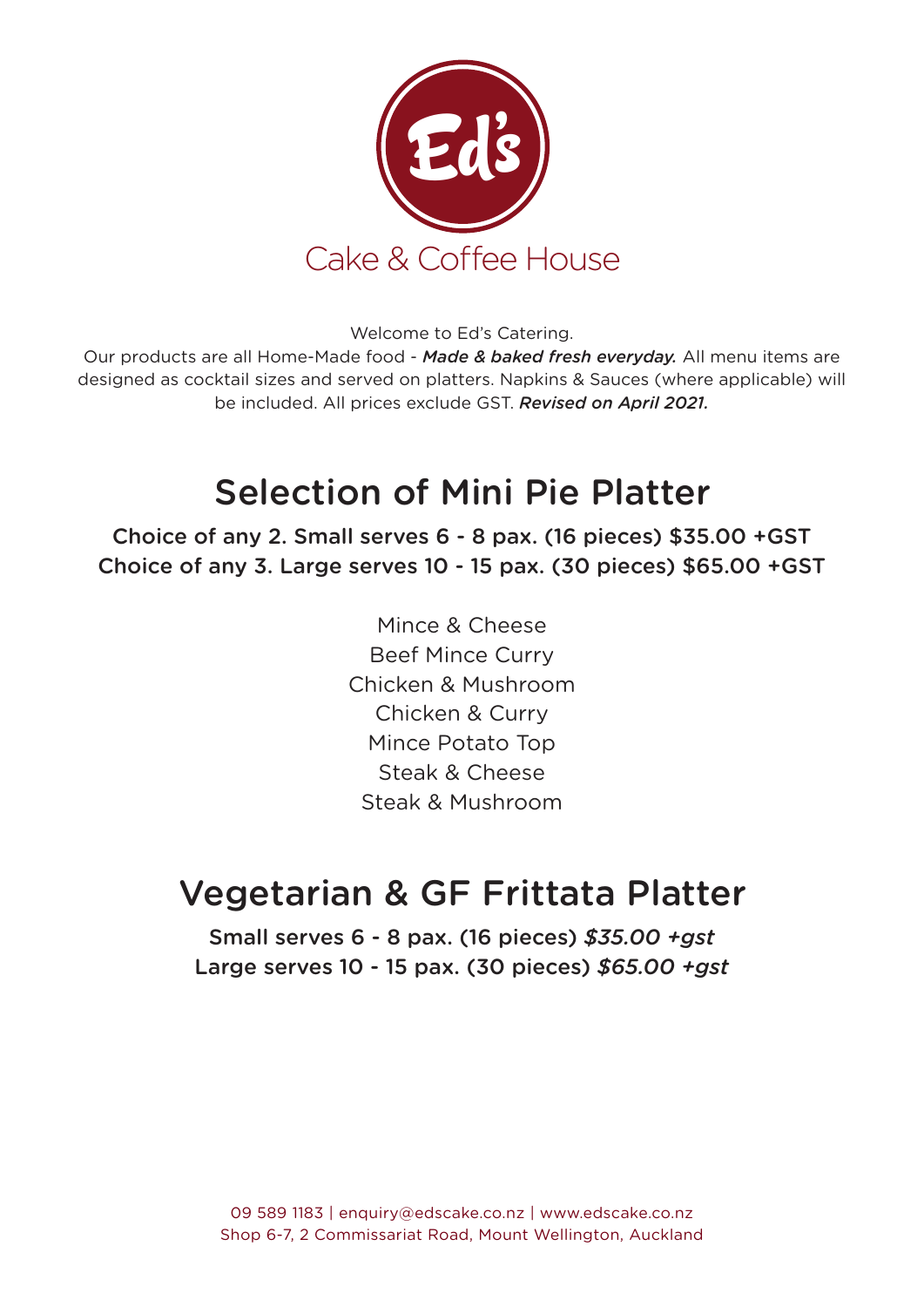Ed's

Cake & Coffee House

Welcome to Ed's Catering.

Our products are all Home-Made food - ***Made & baked fresh everyday.*** All menu items are designed as cocktail sizes and served on platters. Napkins & Sauces (where applicable) will be included. All prices exclude GST. ***Revised on April 2021.***

# Selection of Mini Pie Platter

Choice of any 2. Small serves 6 - 8 pax. (16 pieces) $35.00 +GST
Choice of any 3. Large serves 10 - 15 pax. (30 pieces) $65.00 +GST

Mince & Cheese
Beef Mince Curry
Chicken & Mushroom
Chicken & Curry
Mince Potato Top
Steak & Cheese
Steak & Mushroom

# Vegetarian & GF Frittata Platter

Small serves 6 - 8 pax. (16 pieces) *$35.00 +gst*
Large serves 10 - 15 pax. (30 pieces) *$65.00 +gst*

09 589 1183 | enquiry@edscake.co.nz | www.edscake.co.nz
Shop 6-7, 2 Commissariat Road, Mount Wellington, Auckland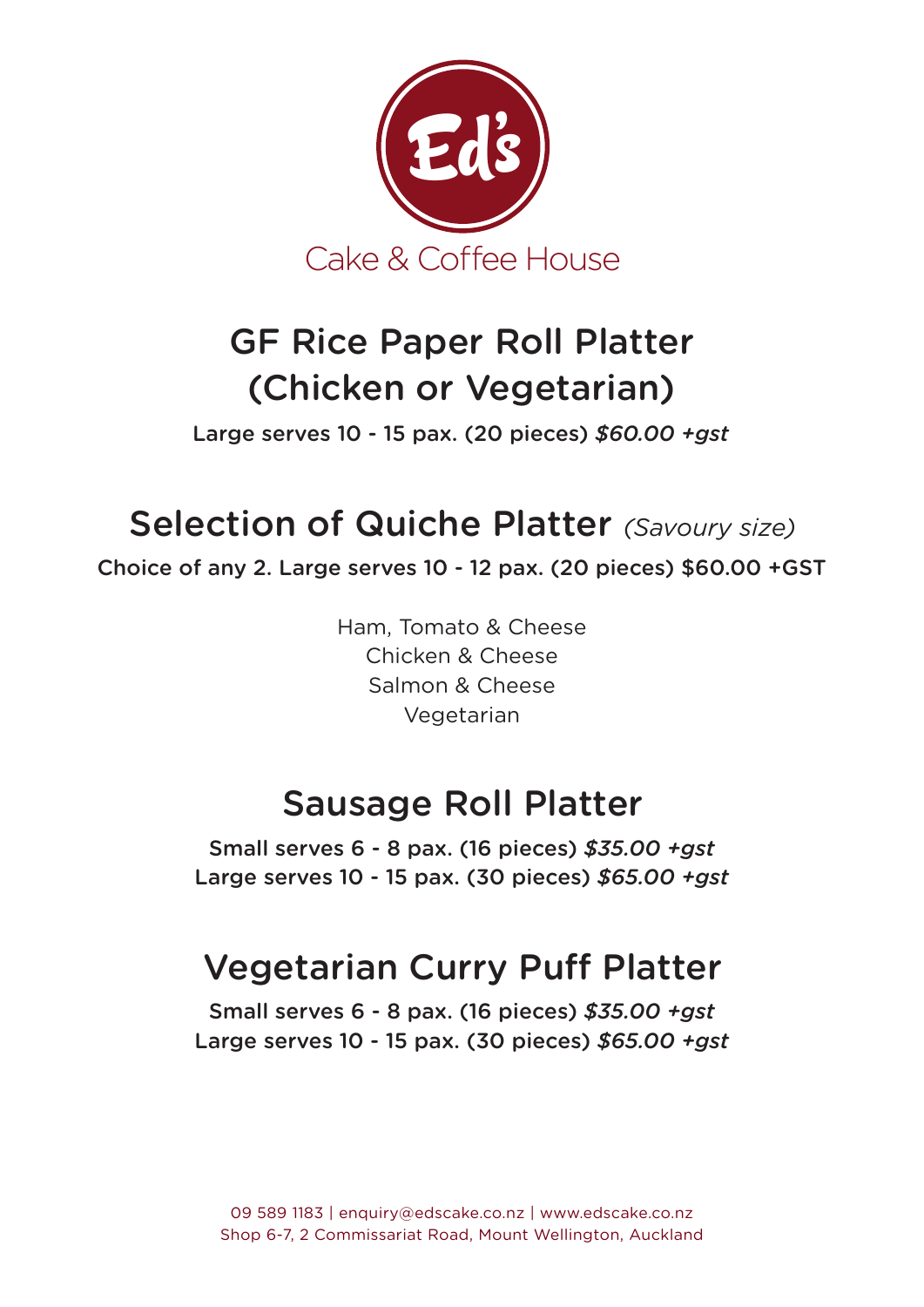Ed's

Cake & Coffee House

## GF Rice Paper Roll Platter (Chicken or Vegetarian)

Large serves 10 - 15 pax. (20 pieces) *$60.00 +gst*

## Selection of Quiche Platter *(Savoury size)*

Choice of any 2. Large serves 10 - 12 pax. (20 pieces) $60.00 +GST

Ham, Tomato & Cheese
Chicken & Cheese
Salmon & Cheese
Vegetarian

## Sausage Roll Platter

Small serves 6 - 8 pax. (16 pieces) *$35.00 +gst*
Large serves 10 - 15 pax. (30 pieces) *$65.00 +gst*

## Vegetarian Curry Puff Platter

Small serves 6 - 8 pax. (16 pieces) *$35.00 +gst*
Large serves 10 - 15 pax. (30 pieces) *$65.00 +gst*

09 589 1183 | enquiry@edscake.co.nz | www.edscake.co.nz
Shop 6-7, 2 Commissariat Road, Mount Wellington, Auckland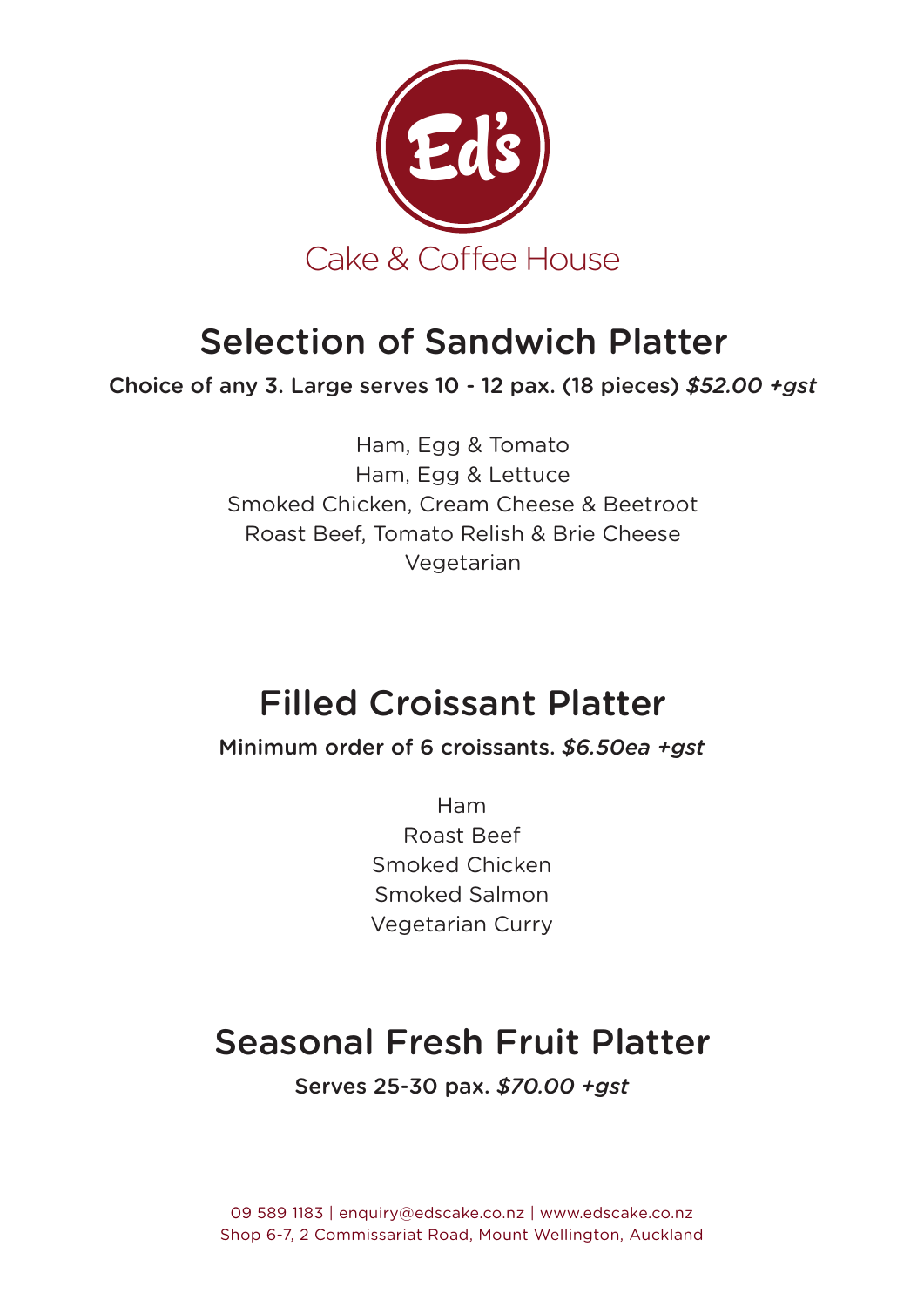Ed's

Cake & Coffee House

# Selection of Sandwich Platter

**Choice of any 3. Large serves 10 - 12 pax. (18 pieces)** ***$52.00 +gst***

Ham, Egg & Tomato
Ham, Egg & Lettuce
Smoked Chicken, Cream Cheese & Beetroot
Roast Beef, Tomato Relish & Brie Cheese
Vegetarian

# Filled Croissant Platter

**Minimum order of 6 croissants.** ***$6.50ea +gst***

Ham
Roast Beef
Smoked Chicken
Smoked Salmon
Vegetarian Curry

# Seasonal Fresh Fruit Platter

**Serves 25-30 pax.** ***$70.00 +gst***

09 589 1183 | enquiry@edscake.co.nz | www.edscake.co.nz
Shop 6-7, 2 Commissariat Road, Mount Wellington, Auckland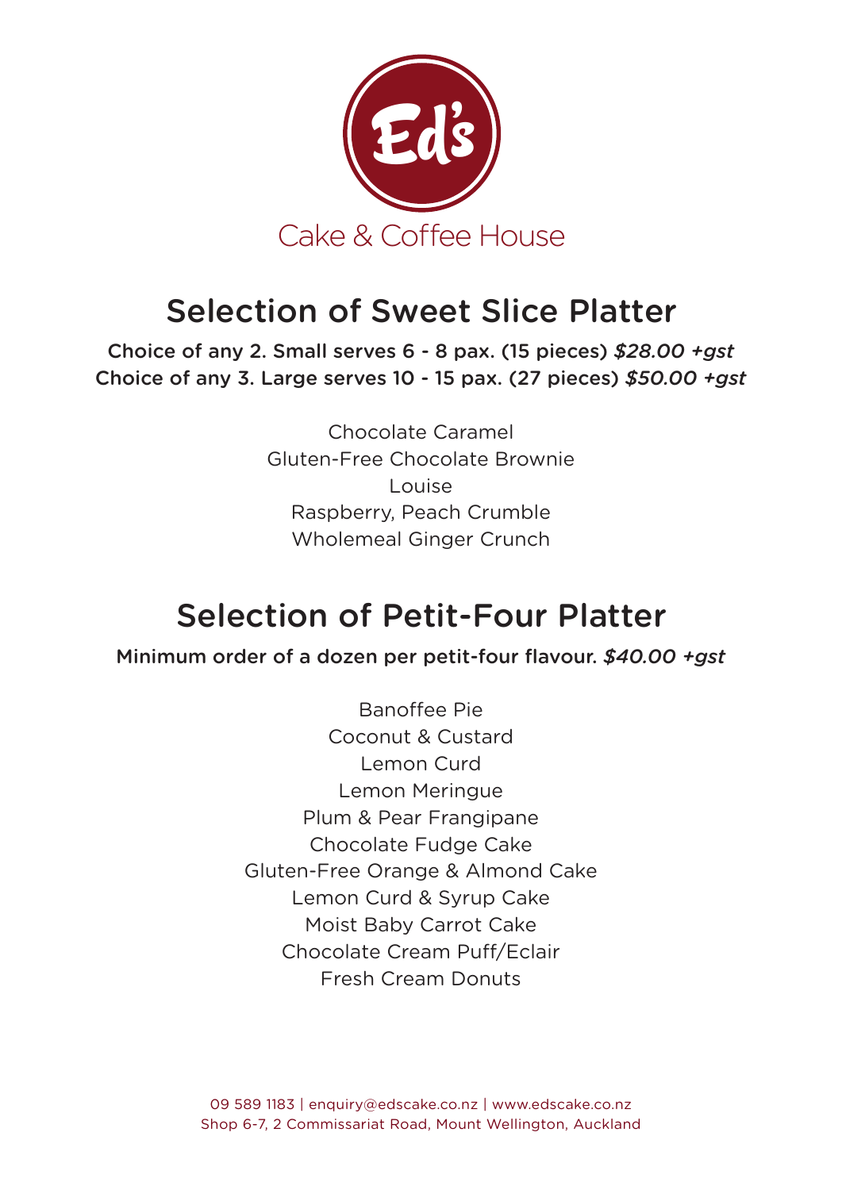Ed's

Cake & Coffee House

# Selection of Sweet Slice Platter

Choice of any 2. Small serves 6 - 8 pax. (15 pieces) *$28.00 +gst*
Choice of any 3. Large serves 10 - 15 pax. (27 pieces) *$50.00 +gst*

Chocolate Caramel
Gluten-Free Chocolate Brownie
Louise
Raspberry, Peach Crumble
Wholemeal Ginger Crunch

# Selection of Petit-Four Platter

Minimum order of a dozen per petit-four flavour. *$40.00 +gst*

Banoffee Pie
Coconut & Custard
Lemon Curd
Lemon Meringue
Plum & Pear Frangipane
Chocolate Fudge Cake
Gluten-Free Orange & Almond Cake
Lemon Curd & Syrup Cake
Moist Baby Carrot Cake
Chocolate Cream Puff/Eclair
Fresh Cream Donuts

09 589 1183 | enquiry@edscake.co.nz | www.edscake.co.nz
Shop 6-7, 2 Commissariat Road, Mount Wellington, Auckland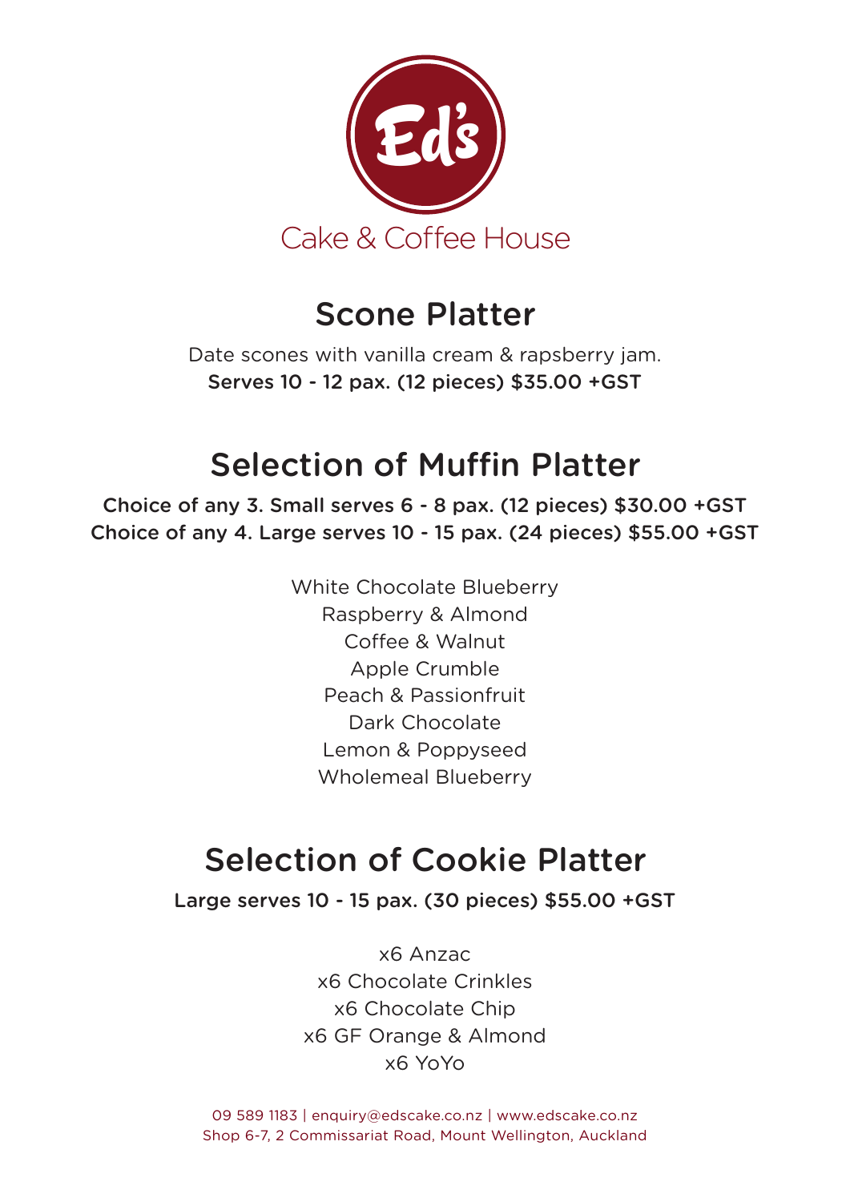Ed's

Cake & Coffee House

## Scone Platter

Date scones with vanilla cream & rapsberry jam.

**Serves 10 - 12 pax. (12 pieces) $35.00 +GST**

## Selection of Muffin Platter

**Choice of any 3. Small serves 6 - 8 pax. (12 pieces) $30.00 +GST**

**Choice of any 4. Large serves 10 - 15 pax. (24 pieces) $55.00 +GST**

White Chocolate Blueberry

Raspberry & Almond

Coffee & Walnut

Apple Crumble

Peach & Passionfruit

Dark Chocolate

Lemon & Poppyseed

Wholemeal Blueberry

## Selection of Cookie Platter

**Large serves 10 - 15 pax. (30 pieces) $55.00 +GST**

x6 Anzac

x6 Chocolate Crinkles

x6 Chocolate Chip

x6 GF Orange & Almond

x6 YoYo

09 589 1183 | enquiry@edscake.co.nz | www.edscake.co.nz

Shop 6-7, 2 Commissariat Road, Mount Wellington, Auckland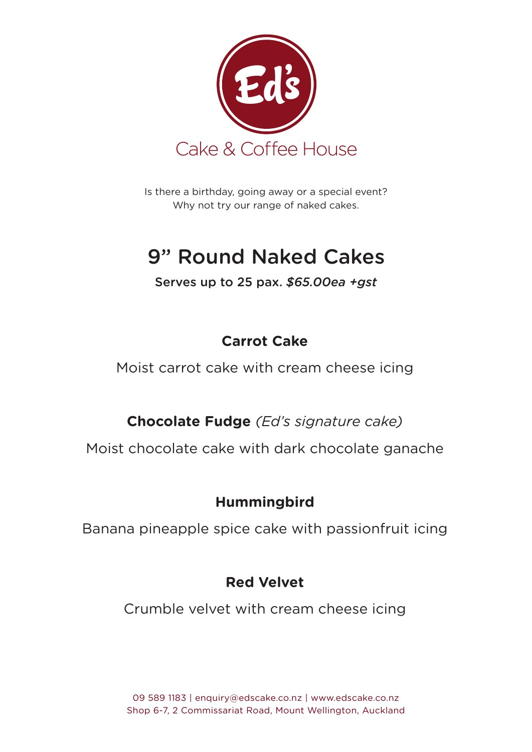Ed's

Cake & Coffee House

Is there a birthday, going away or a special event?
Why not try our range of naked cakes.

# 9” Round Naked Cakes

**Serves up to 25 pax.** ***$65.00ea +gst***

**Carrot Cake**

Moist carrot cake with cream cheese icing

**Chocolate Fudge** *(Ed’s signature cake)*

Moist chocolate cake with dark chocolate ganache

**Hummingbird**

Banana pineapple spice cake with passionfruit icing

**Red Velvet**

Crumble velvet with cream cheese icing

09 589 1183 | enquiry@edscake.co.nz | www.edscake.co.nz
Shop 6-7, 2 Commissariat Road, Mount Wellington, Auckland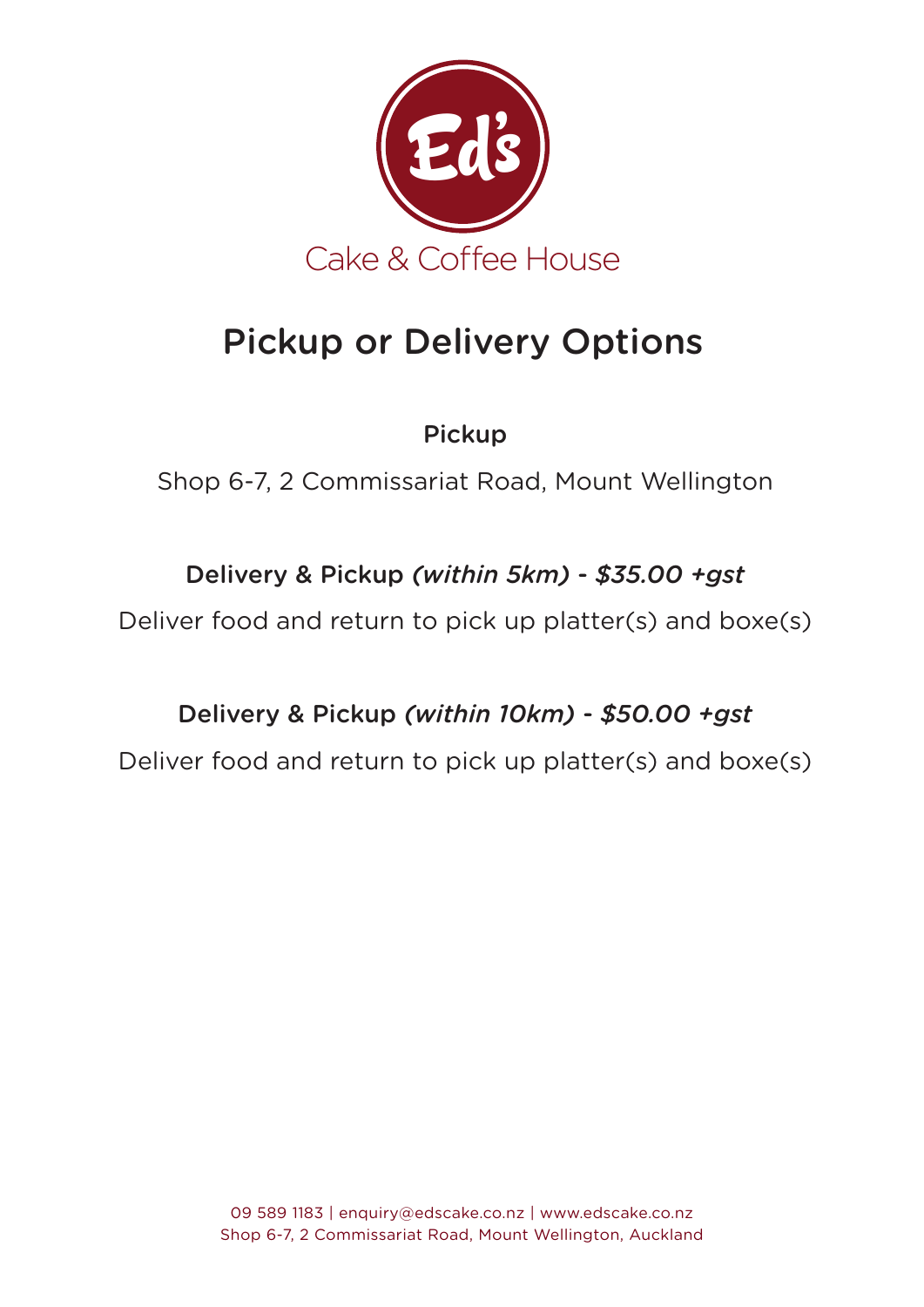Ed's

Cake & Coffee House

# Pickup or Delivery Options

**Pickup**

Shop 6-7, 2 Commissariat Road, Mount Wellington

**Delivery & Pickup** *(within 5km) - $35.00 +gst*

Deliver food and return to pick up platter(s) and boxe(s)

**Delivery & Pickup** *(within 10km) - $50.00 +gst*

Deliver food and return to pick up platter(s) and boxe(s)

09 589 1183 | enquiry@edscake.co.nz | www.edscake.co.nz
Shop 6-7, 2 Commissariat Road, Mount Wellington, Auckland